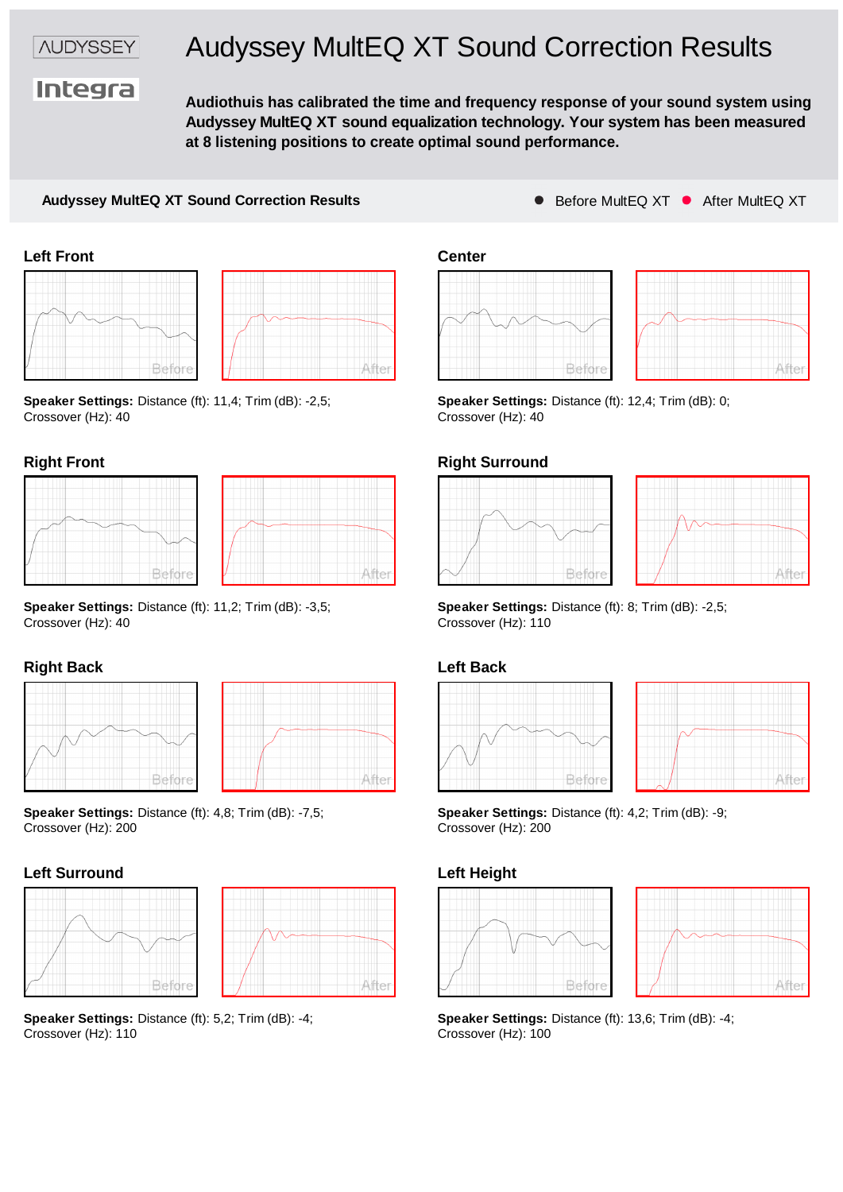AUDYSSEY

Integra

# Audyssey MultEQ XT Sound Correction Results

**Audiothuis has calibrated the time and frequency response of your sound system using Audyssey MultEQ XT sound equalization technology. Your system has been measured at 8 listening positions to create optimal sound performance.**

**Audyssey MultEQ XT Sound Correction Results** ● Before MultEQ XT ● After MultEQ XT

## Left Front

Before After

**Speaker Settings:** Distance (ft): 11,4; Trim (dB): -2,5; Crossover (Hz): 40

## Center

Before After

**Speaker Settings:** Distance (ft): 12,4; Trim (dB): 0; Crossover (Hz): 40

## Right Front

Before After

**Speaker Settings:** Distance (ft): 11,2; Trim (dB): -3,5; Crossover (Hz): 40

## Right Surround

Before After

**Speaker Settings:** Distance (ft): 8; Trim (dB): -2,5; Crossover (Hz): 110

## Right Back

Before After

**Speaker Settings:** Distance (ft): 4,8; Trim (dB): -7,5; Crossover (Hz): 200

## Left Back

Before After

**Speaker Settings:** Distance (ft): 4,2; Trim (dB): -9; Crossover (Hz): 200

## Left Surround

Before After

**Speaker Settings:** Distance (ft): 5,2; Trim (dB): -4; Crossover (Hz): 110

## Left Height

Before After

**Speaker Settings:** Distance (ft): 13,6; Trim (dB): -4; Crossover (Hz): 100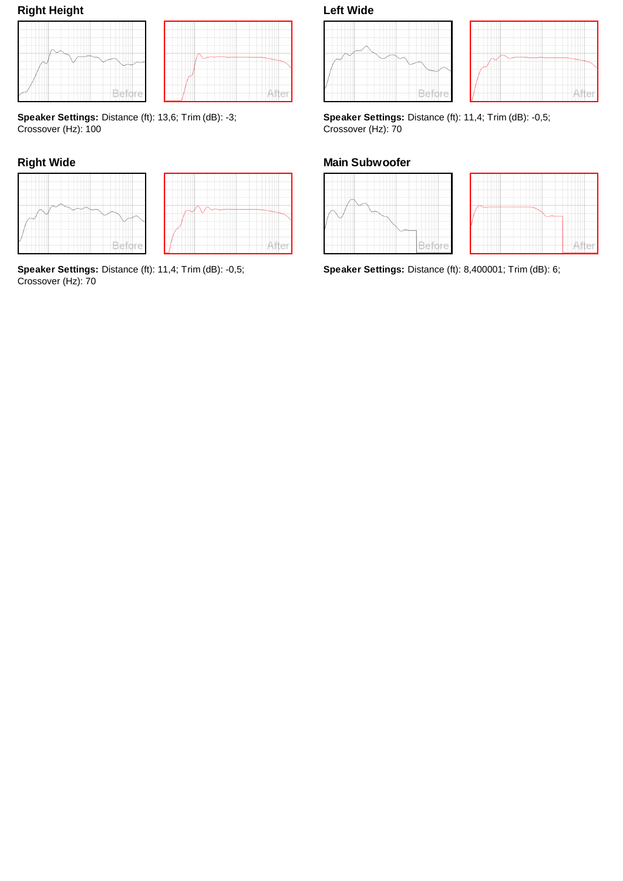## Right Height

Before

After

**Speaker Settings:** Distance (ft): 13,6; Trim (dB): -3; Crossover (Hz): 100

## Left Wide

Before

After

**Speaker Settings:** Distance (ft): 11,4; Trim (dB): -0,5; Crossover (Hz): 70

## Right Wide

Before

After

**Speaker Settings:** Distance (ft): 11,4; Trim (dB): -0,5; Crossover (Hz): 70

## Main Subwoofer

Before

After

**Speaker Settings:** Distance (ft): 8,400001; Trim (dB): 6;